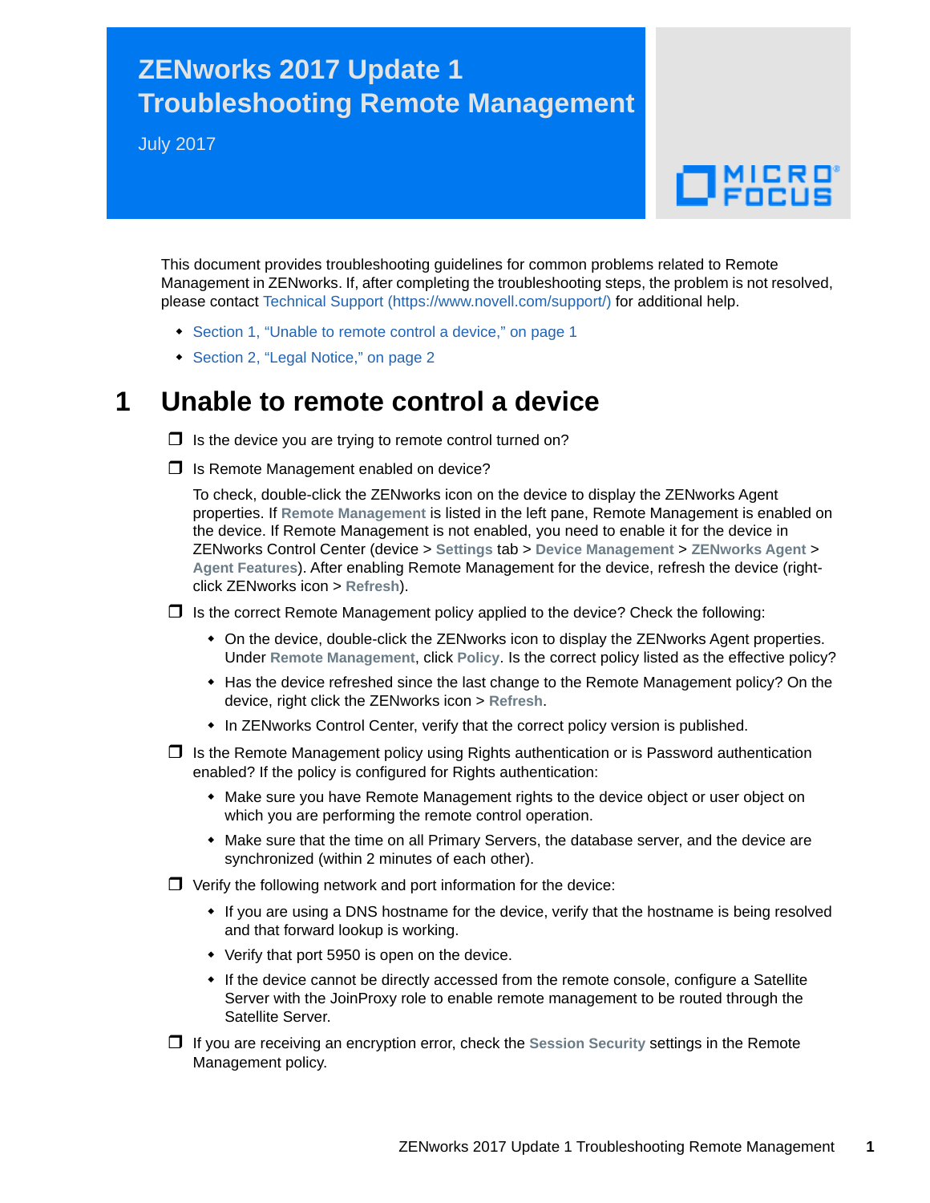# ZENworks 2017 Update 1 Troubleshooting Remote Management

July 2017

This document provides troubleshooting guidelines for common problems related to Remote Management in ZENworks. If, after completing the troubleshooting steps, the problem is not resolved, please contact Technical Support (https://www.novell.com/support/) for additional help.

- Section 1, "Unable to remote control a device," on page 1
- Section 2, "Legal Notice," on page 2

## 1 Unable to remote control a device

- ❒ Is the device you are trying to remote control turned on?
- ❒ Is Remote Management enabled on device?

  To check, double-click the ZENworks icon on the device to display the ZENworks Agent properties. If **Remote Management** is listed in the left pane, Remote Management is enabled on the device. If Remote Management is not enabled, you need to enable it for the device in ZENworks Control Center (device > **Settings** tab > **Device Management** > **ZENworks Agent** > **Agent Features**). After enabling Remote Management for the device, refresh the device (right-click ZENworks icon > **Refresh**).

- ❒ Is the correct Remote Management policy applied to the device? Check the following:
  - On the device, double-click the ZENworks icon to display the ZENworks Agent properties. Under **Remote Management**, click **Policy**. Is the correct policy listed as the effective policy?
  - Has the device refreshed since the last change to the Remote Management policy? On the device, right click the ZENworks icon > **Refresh**.
  - In ZENworks Control Center, verify that the correct policy version is published.
- ❒ Is the Remote Management policy using Rights authentication or is Password authentication enabled? If the policy is configured for Rights authentication:
  - Make sure you have Remote Management rights to the device object or user object on which you are performing the remote control operation.
  - Make sure that the time on all Primary Servers, the database server, and the device are synchronized (within 2 minutes of each other).
- ❒ Verify the following network and port information for the device:
  - If you are using a DNS hostname for the device, verify that the hostname is being resolved and that forward lookup is working.
  - Verify that port 5950 is open on the device.
  - If the device cannot be directly accessed from the remote console, configure a Satellite Server with the JoinProxy role to enable remote management to be routed through the Satellite Server.
- ❒ If you are receiving an encryption error, check the **Session Security** settings in the Remote Management policy.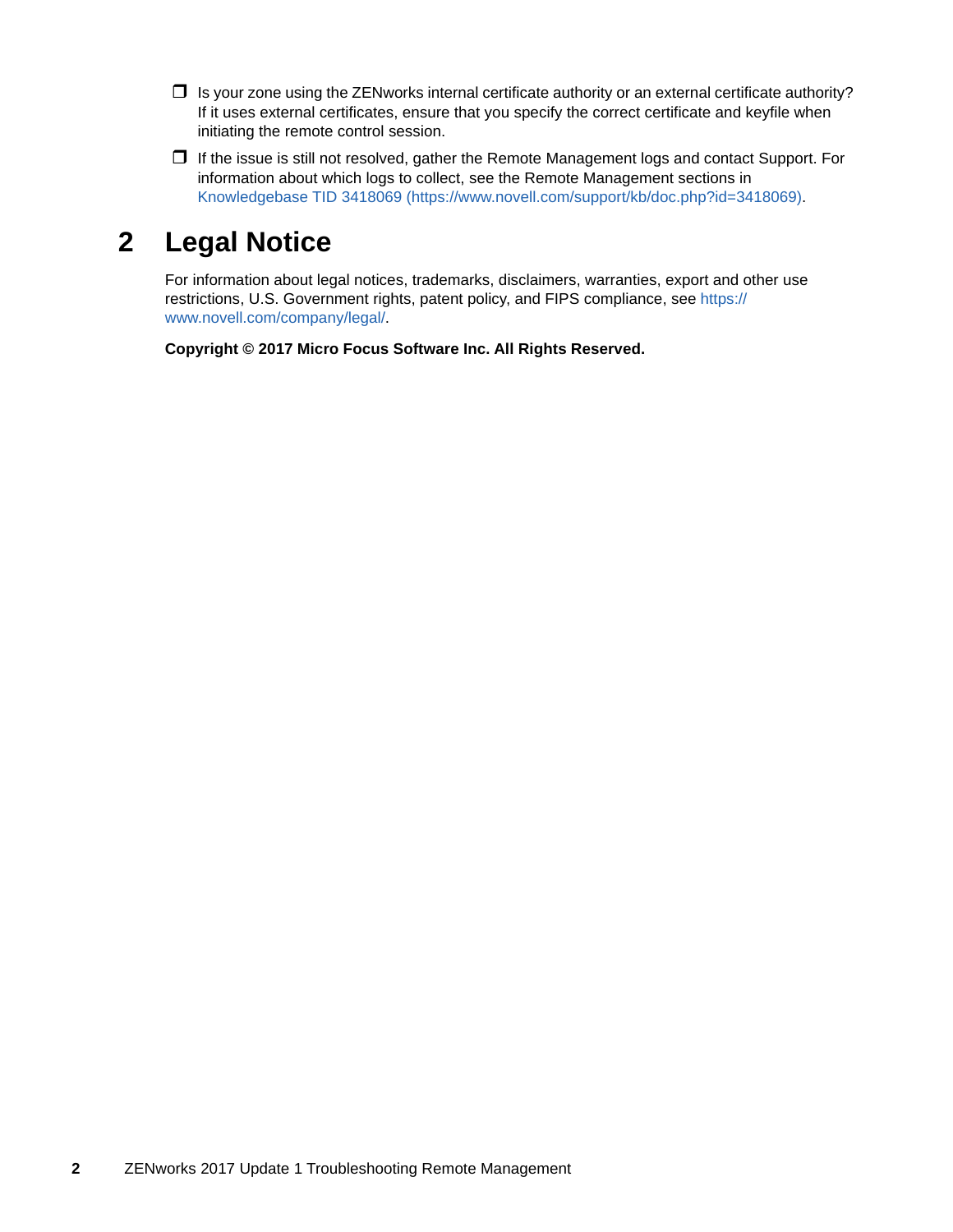- ❒ Is your zone using the ZENworks internal certificate authority or an external certificate authority? If it uses external certificates, ensure that you specify the correct certificate and keyfile when initiating the remote control session.
- ❒ If the issue is still not resolved, gather the Remote Management logs and contact Support. For information about which logs to collect, see the Remote Management sections in Knowledgebase TID 3418069 (https://www.novell.com/support/kb/doc.php?id=3418069).

# 2 Legal Notice

For information about legal notices, trademarks, disclaimers, warranties, export and other use restrictions, U.S. Government rights, patent policy, and FIPS compliance, see https://www.novell.com/company/legal/.

**Copyright © 2017 Micro Focus Software Inc. All Rights Reserved.**